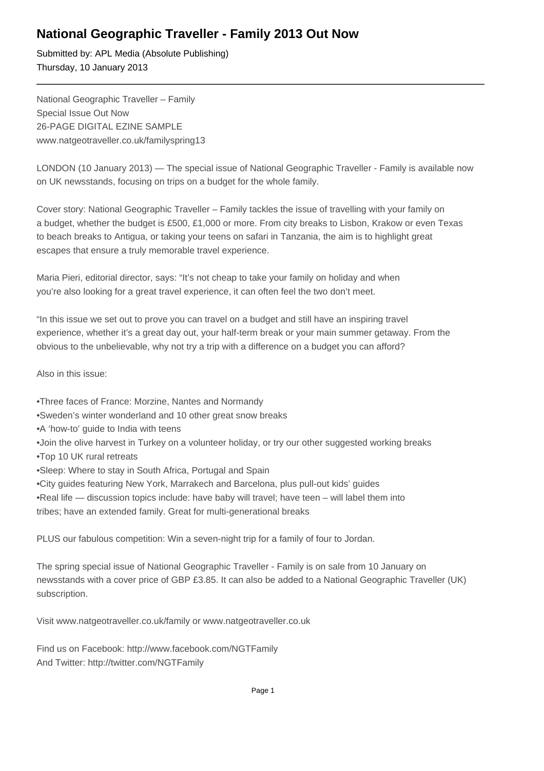# National Geographic Traveller - Family 2013 Out Now

Submitted by: APL Media (Absolute Publishing)
Thursday, 10 January 2013

---

National Geographic Traveller – Family
Special Issue Out Now
26-PAGE DIGITAL EZINE SAMPLE
www.natgeotraveller.co.uk/familyspring13

LONDON (10 January 2013) — The special issue of National Geographic Traveller - Family is available now on UK newsstands, focusing on trips on a budget for the whole family.

Cover story: National Geographic Traveller – Family tackles the issue of travelling with your family on a budget, whether the budget is £500, £1,000 or more. From city breaks to Lisbon, Krakow or even Texas to beach breaks to Antigua, or taking your teens on safari in Tanzania, the aim is to highlight great escapes that ensure a truly memorable travel experience.

Maria Pieri, editorial director, says: "It's not cheap to take your family on holiday and when you're also looking for a great travel experience, it can often feel the two don't meet.

"In this issue we set out to prove you can travel on a budget and still have an inspiring travel experience, whether it's a great day out, your half-term break or your main summer getaway. From the obvious to the unbelievable, why not try a trip with a difference on a budget you can afford?

Also in this issue:

- Three faces of France: Morzine, Nantes and Normandy
- Sweden's winter wonderland and 10 other great snow breaks
- A 'how-to' guide to India with teens
- Join the olive harvest in Turkey on a volunteer holiday, or try our other suggested working breaks
- Top 10 UK rural retreats
- Sleep: Where to stay in South Africa, Portugal and Spain
- City guides featuring New York, Marrakech and Barcelona, plus pull-out kids' guides
- Real life — discussion topics include: have baby will travel; have teen – will label them into tribes; have an extended family. Great for multi-generational breaks

PLUS our fabulous competition: Win a seven-night trip for a family of four to Jordan.

The spring special issue of National Geographic Traveller - Family is on sale from 10 January on newsstands with a cover price of GBP £3.85. It can also be added to a National Geographic Traveller (UK) subscription.

Visit www.natgeotraveller.co.uk/family or www.natgeotraveller.co.uk

Find us on Facebook: http://www.facebook.com/NGTFamily
And Twitter: http://twitter.com/NGTFamily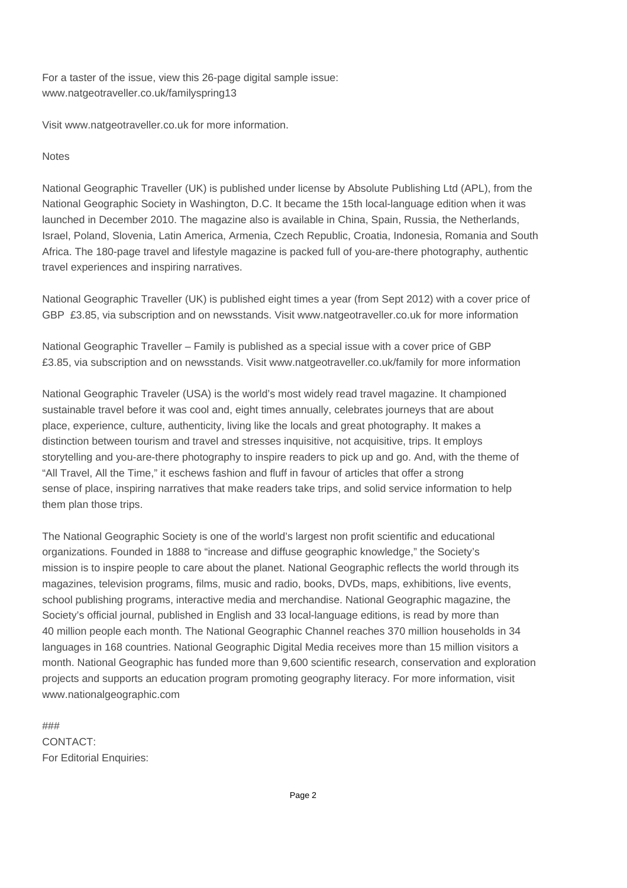For a taster of the issue, view this 26-page digital sample issue: www.natgeotraveller.co.uk/familyspring13

Visit www.natgeotraveller.co.uk for more information.

Notes

National Geographic Traveller (UK) is published under license by Absolute Publishing Ltd (APL), from the National Geographic Society in Washington, D.C. It became the 15th local-language edition when it was launched in December 2010. The magazine also is available in China, Spain, Russia, the Netherlands, Israel, Poland, Slovenia, Latin America, Armenia, Czech Republic, Croatia, Indonesia, Romania and South Africa. The 180-page travel and lifestyle magazine is packed full of you-are-there photography, authentic travel experiences and inspiring narratives.

National Geographic Traveller (UK) is published eight times a year (from Sept 2012) with a cover price of GBP £3.85, via subscription and on newsstands. Visit www.natgeotraveller.co.uk for more information

National Geographic Traveller – Family is published as a special issue with a cover price of GBP £3.85, via subscription and on newsstands. Visit www.natgeotraveller.co.uk/family for more information

National Geographic Traveler (USA) is the world's most widely read travel magazine. It championed sustainable travel before it was cool and, eight times annually, celebrates journeys that are about place, experience, culture, authenticity, living like the locals and great photography. It makes a distinction between tourism and travel and stresses inquisitive, not acquisitive, trips. It employs storytelling and you-are-there photography to inspire readers to pick up and go. And, with the theme of "All Travel, All the Time," it eschews fashion and fluff in favour of articles that offer a strong sense of place, inspiring narratives that make readers take trips, and solid service information to help them plan those trips.

The National Geographic Society is one of the world's largest non profit scientific and educational organizations. Founded in 1888 to "increase and diffuse geographic knowledge," the Society's mission is to inspire people to care about the planet. National Geographic reflects the world through its magazines, television programs, films, music and radio, books, DVDs, maps, exhibitions, live events, school publishing programs, interactive media and merchandise. National Geographic magazine, the Society's official journal, published in English and 33 local-language editions, is read by more than 40 million people each month. The National Geographic Channel reaches 370 million households in 34 languages in 168 countries. National Geographic Digital Media receives more than 15 million visitors a month. National Geographic has funded more than 9,600 scientific research, conservation and exploration projects and supports an education program promoting geography literacy. For more information, visit www.nationalgeographic.com

###

CONTACT:

For Editorial Enquiries: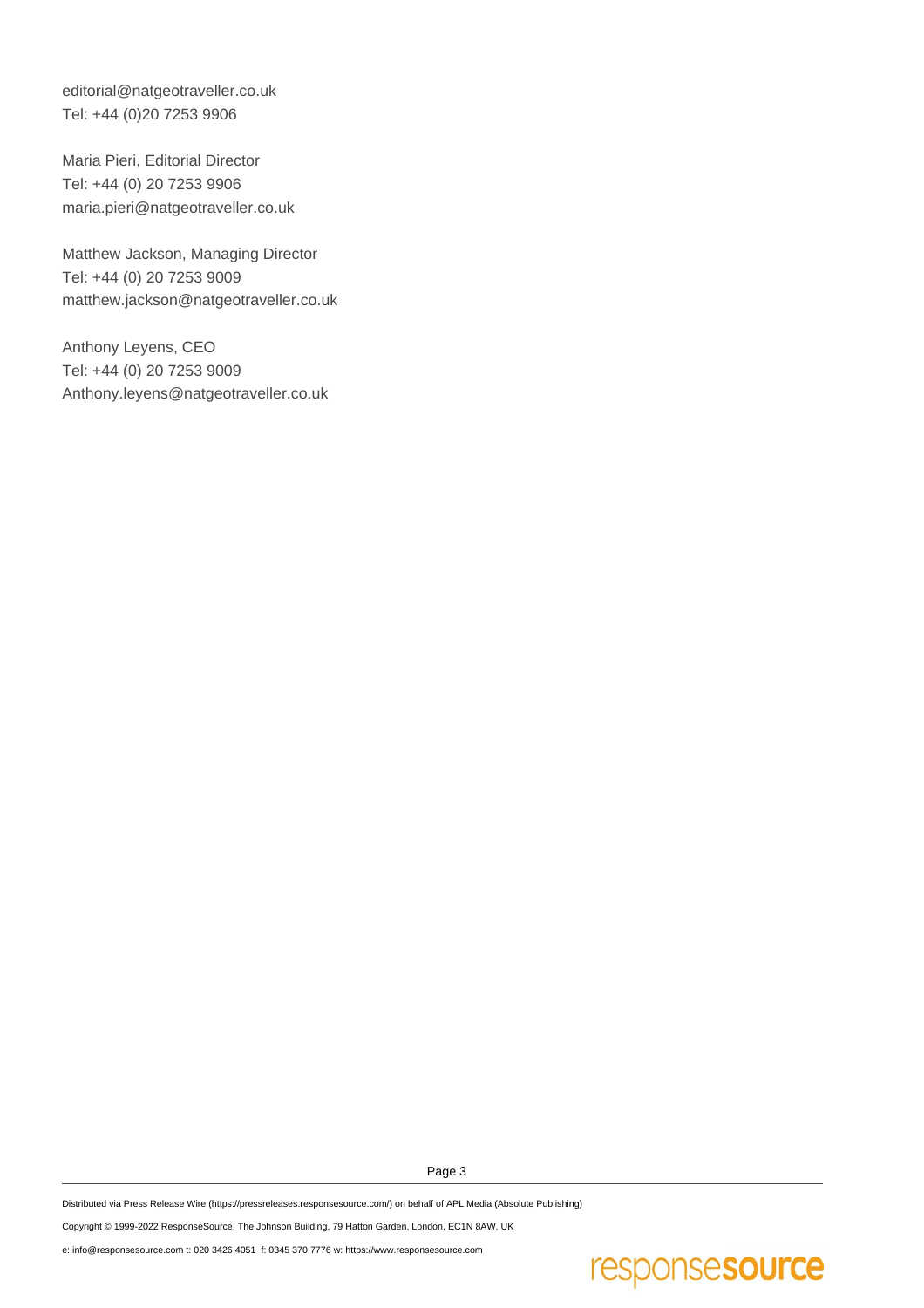editorial@natgeotraveller.co.uk
Tel: +44 (0)20 7253 9906

Maria Pieri, Editorial Director
Tel: +44 (0) 20 7253 9906
maria.pieri@natgeotraveller.co.uk

Matthew Jackson, Managing Director
Tel: +44 (0) 20 7253 9009
matthew.jackson@natgeotraveller.co.uk

Anthony Leyens, CEO
Tel: +44 (0) 20 7253 9009
Anthony.leyens@natgeotraveller.co.uk